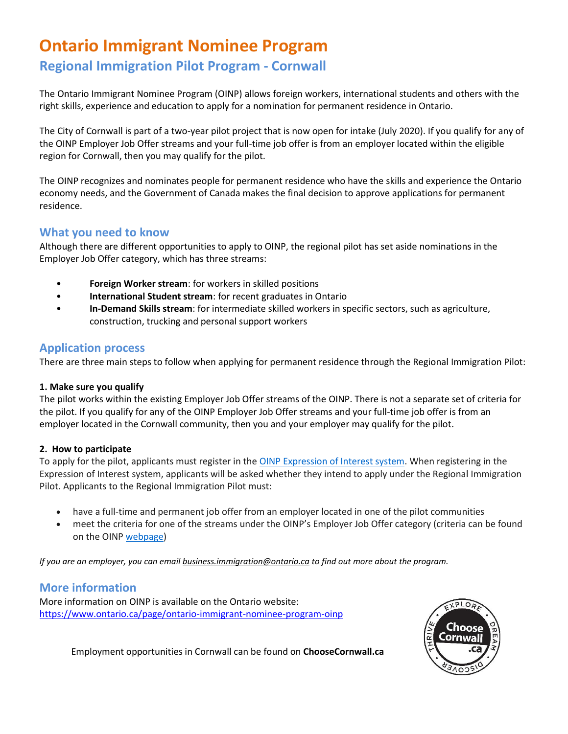# Ontario Immigrant Nominee Program

## Regional Immigration Pilot Program - Cornwall

The Ontario Immigrant Nominee Program (OINP) allows foreign workers, international students and others with the right skills, experience and education to apply for a nomination for permanent residence in Ontario.

The City of Cornwall is part of a two-year pilot project that is now open for intake (July 2020). If you qualify for any of the OINP Employer Job Offer streams and your full-time job offer is from an employer located within the eligible region for Cornwall, then you may qualify for the pilot.

The OINP recognizes and nominates people for permanent residence who have the skills and experience the Ontario economy needs, and the Government of Canada makes the final decision to approve applications for permanent residence.

### What you need to know

Although there are different opportunities to apply to OINP, the regional pilot has set aside nominations in the Employer Job Offer category, which has three streams:

- **Foreign Worker stream**: for workers in skilled positions
- **International Student stream**: for recent graduates in Ontario
- **In-Demand Skills stream**: for intermediate skilled workers in specific sectors, such as agriculture, construction, trucking and personal support workers

### Application process

There are three main steps to follow when applying for permanent residence through the Regional Immigration Pilot:

**1. Make sure you qualify**

The pilot works within the existing Employer Job Offer streams of the OINP. There is not a separate set of criteria for the pilot. If you qualify for any of the OINP Employer Job Offer streams and your full-time job offer is from an employer located in the Cornwall community, then you and your employer may qualify for the pilot.

**2. How to participate**

To apply for the pilot, applicants must register in the OINP Expression of Interest system. When registering in the Expression of Interest system, applicants will be asked whether they intend to apply under the Regional Immigration Pilot. Applicants to the Regional Immigration Pilot must:

- have a full-time and permanent job offer from an employer located in one of the pilot communities
- meet the criteria for one of the streams under the OINP's Employer Job Offer category (criteria can be found on the OINP webpage)

*If you are an employer, you can email business.immigration@ontario.ca to find out more about the program.*

### More information

More information on OINP is available on the Ontario website:
https://www.ontario.ca/page/ontario-immigrant-nominee-program-oinp

Employment opportunities in Cornwall can be found on **ChooseCornwall.ca**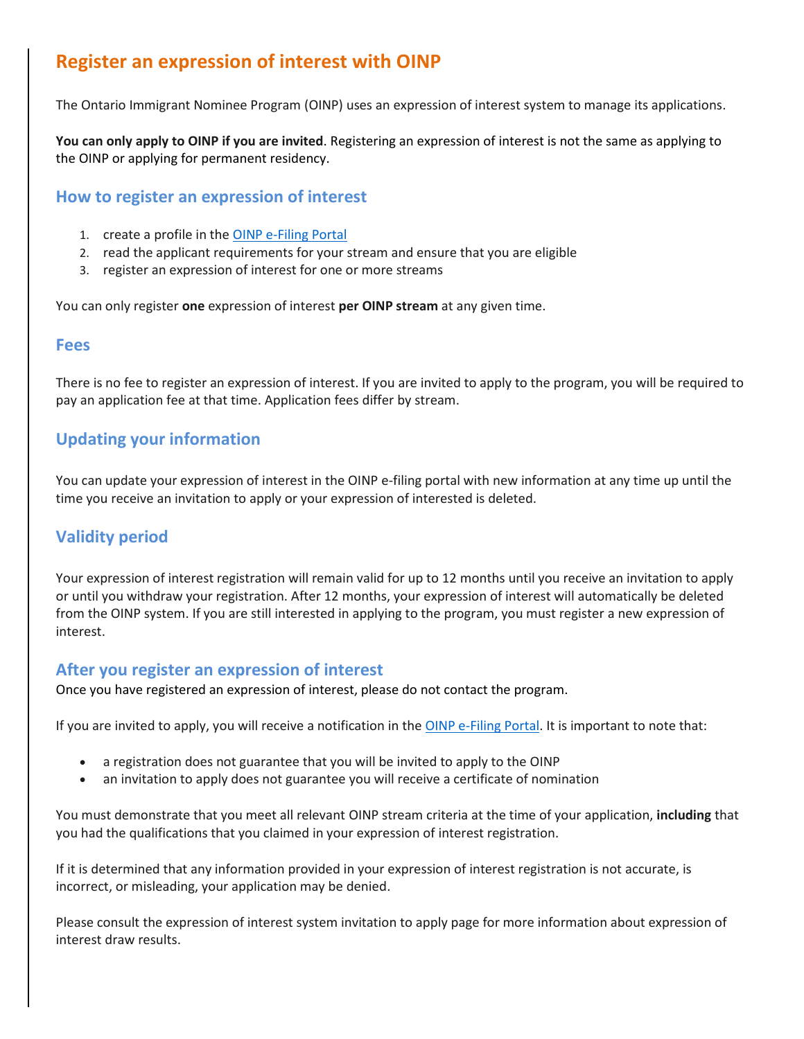# Register an expression of interest with OINP

The Ontario Immigrant Nominee Program (OINP) uses an expression of interest system to manage its applications.

**You can only apply to OINP if you are invited**. Registering an expression of interest is not the same as applying to the OINP or applying for permanent residency.

## How to register an expression of interest

1. create a profile in the [OINP e-Filing Portal]()
2. read the applicant requirements for your stream and ensure that you are eligible
3. register an expression of interest for one or more streams

You can only register **one** expression of interest **per OINP stream** at any given time.

## Fees

There is no fee to register an expression of interest. If you are invited to apply to the program, you will be required to pay an application fee at that time. Application fees differ by stream.

## Updating your information

You can update your expression of interest in the OINP e-filing portal with new information at any time up until the time you receive an invitation to apply or your expression of interested is deleted.

## Validity period

Your expression of interest registration will remain valid for up to 12 months until you receive an invitation to apply or until you withdraw your registration. After 12 months, your expression of interest will automatically be deleted from the OINP system. If you are still interested in applying to the program, you must register a new expression of interest.

## After you register an expression of interest

Once you have registered an expression of interest, please do not contact the program.

If you are invited to apply, you will receive a notification in the [OINP e-Filing Portal](). It is important to note that:

- a registration does not guarantee that you will be invited to apply to the OINP
- an invitation to apply does not guarantee you will receive a certificate of nomination

You must demonstrate that you meet all relevant OINP stream criteria at the time of your application, **including** that you had the qualifications that you claimed in your expression of interest registration.

If it is determined that any information provided in your expression of interest registration is not accurate, is incorrect, or misleading, your application may be denied.

Please consult the expression of interest system invitation to apply page for more information about expression of interest draw results.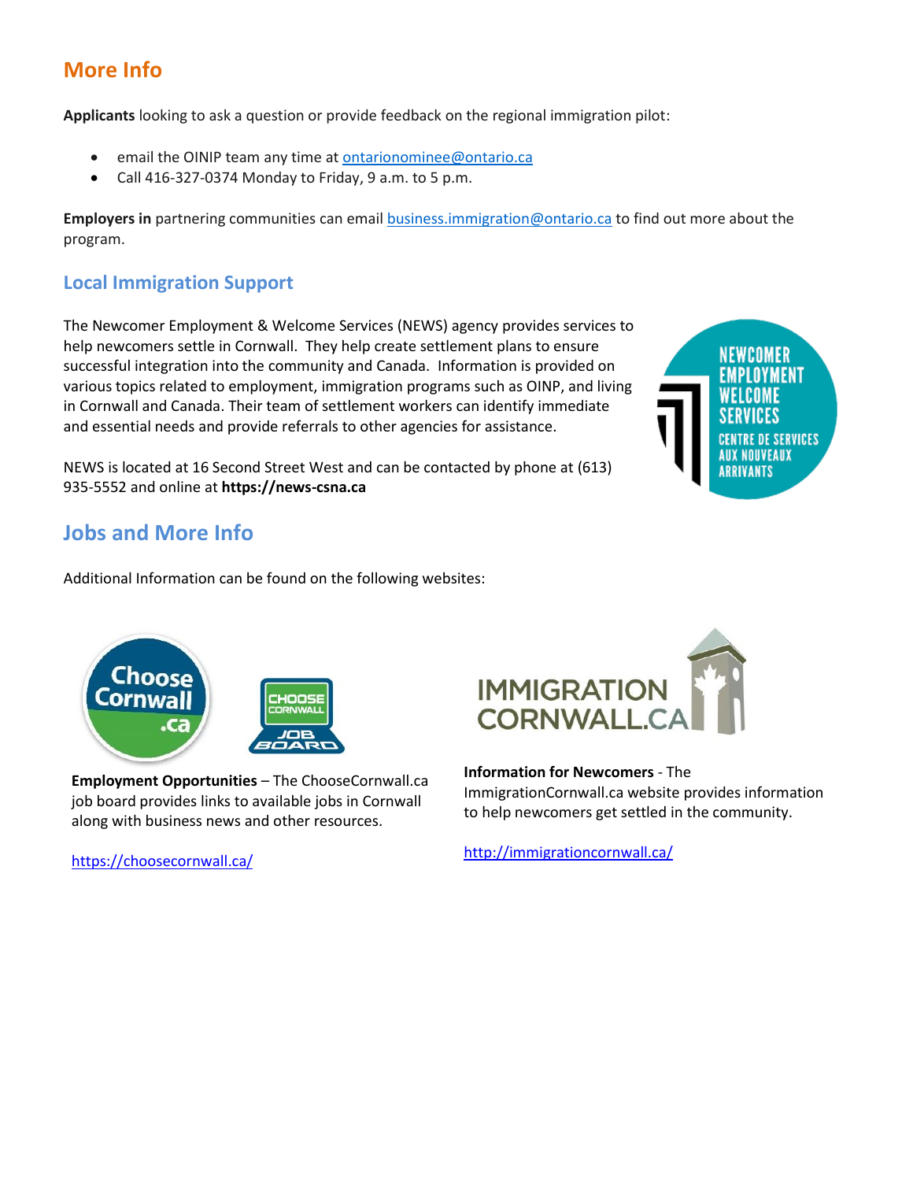## More Info

**Applicants** looking to ask a question or provide feedback on the regional immigration pilot:

- email the OINIP team any time at ontarionominee@ontario.ca
- Call 416-327-0374 Monday to Friday, 9 a.m. to 5 p.m.

**Employers in** partnering communities can email business.immigration@ontario.ca to find out more about the program.

### Local Immigration Support

The Newcomer Employment & Welcome Services (NEWS) agency provides services to help newcomers settle in Cornwall. They help create settlement plans to ensure successful integration into the community and Canada. Information is provided on various topics related to employment, immigration programs such as OINP, and living in Cornwall and Canada. Their team of settlement workers can identify immediate and essential needs and provide referrals to other agencies for assistance.

NEWS is located at 16 Second Street West and can be contacted by phone at (613) 935-5552 and online at **https://news-csna.ca**

## Jobs and More Info

Additional Information can be found on the following websites:

**Employment Opportunities** – The ChooseCornwall.ca job board provides links to available jobs in Cornwall along with business news and other resources.

https://choosecornwall.ca/

**Information for Newcomers** - The ImmigrationCornwall.ca website provides information to help newcomers get settled in the community.

http://immigrationcornwall.ca/